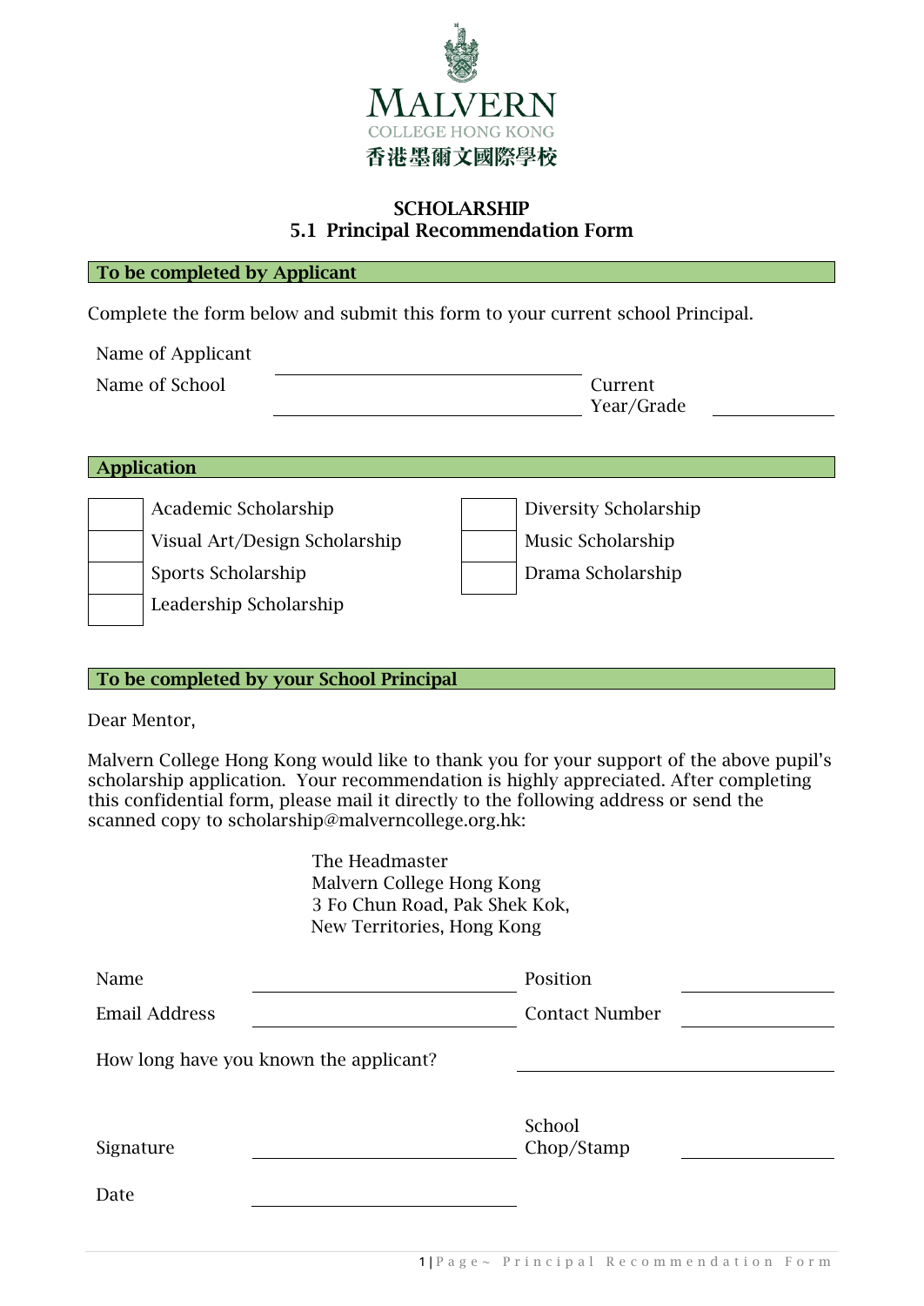MALVERN
COLLEGE HONG KONG
香港墨爾文國際學校

# SCHOLARSHIP
## 5.1 Principal Recommendation Form

**To be completed by Applicant**

Complete the form below and submit this form to your current school Principal.

Name of Applicant ______________________

Name of School ______________________ Current Year/Grade ____________

**Application**

| | | | |
|---|---|---|---|
| ☐ | Academic Scholarship | ☐ | Diversity Scholarship |
| ☐ | Visual Art/Design Scholarship | ☐ | Music Scholarship |
| ☐ | Sports Scholarship | ☐ | Drama Scholarship |
| ☐ | Leadership Scholarship | | |

**To be completed by your School Principal**

Dear Mentor,

Malvern College Hong Kong would like to thank you for your support of the above pupil's scholarship application. Your recommendation is highly appreciated. After completing this confidential form, please mail it directly to the following address or send the scanned copy to scholarship@malverncollege.org.hk:

The Headmaster
Malvern College Hong Kong
3 Fo Chun Road, Pak Shek Kok,
New Territories, Hong Kong

Name ______________________ Position ____________

Email Address ______________________ Contact Number ____________

How long have you known the applicant? ______________________

Signature ______________________ School Chop/Stamp ____________

Date ______________________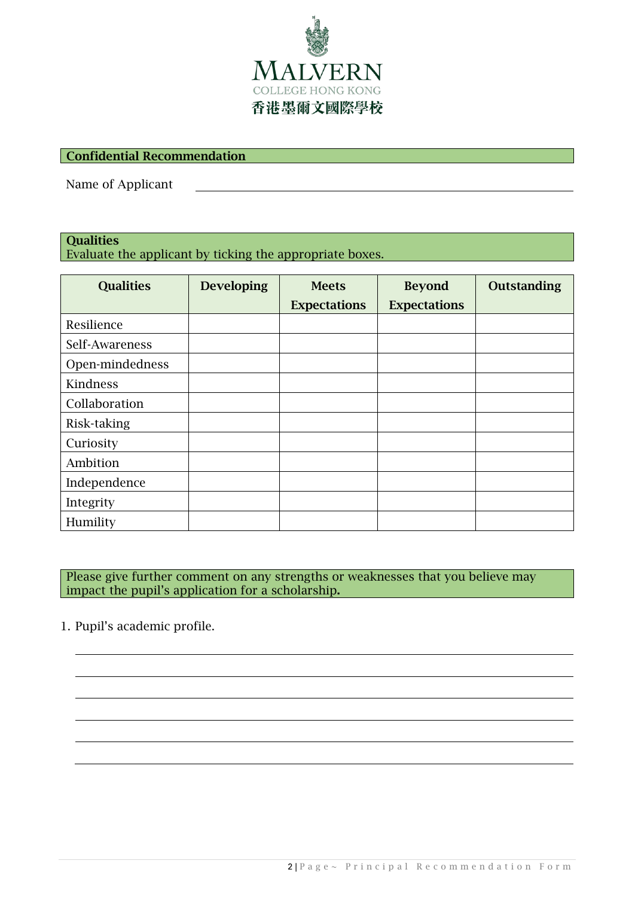MALVERN

COLLEGE HONG KONG

香港墨爾文國際學校

## Confidential Recommendation

Name of Applicant \_\_\_\_\_\_\_\_\_\_\_\_\_\_\_\_\_\_\_\_\_\_\_\_\_\_\_\_\_\_\_\_\_\_\_\_\_\_\_\_

## Qualities

Evaluate the applicant by ticking the appropriate boxes.

| Qualities | Developing | Meets Expectations | Beyond Expectations | Outstanding |
|---|---|---|---|---|
| Resilience | | | | |
| Self-Awareness | | | | |
| Open-mindedness | | | | |
| Kindness | | | | |
| Collaboration | | | | |
| Risk-taking | | | | |
| Curiosity | | | | |
| Ambition | | | | |
| Independence | | | | |
| Integrity | | | | |
| Humility | | | | |

Please give further comment on any strengths or weaknesses that you believe may impact the pupil's application for a scholarship.

1. Pupil's academic profile.

\_\_\_\_\_\_\_\_\_\_\_\_\_\_\_\_\_\_\_\_\_\_\_\_\_\_\_\_\_\_\_\_\_\_\_\_\_\_\_\_\_\_\_\_\_\_\_\_\_\_\_\_\_\_

\_\_\_\_\_\_\_\_\_\_\_\_\_\_\_\_\_\_\_\_\_\_\_\_\_\_\_\_\_\_\_\_\_\_\_\_\_\_\_\_\_\_\_\_\_\_\_\_\_\_\_\_\_\_

\_\_\_\_\_\_\_\_\_\_\_\_\_\_\_\_\_\_\_\_\_\_\_\_\_\_\_\_\_\_\_\_\_\_\_\_\_\_\_\_\_\_\_\_\_\_\_\_\_\_\_\_\_\_

\_\_\_\_\_\_\_\_\_\_\_\_\_\_\_\_\_\_\_\_\_\_\_\_\_\_\_\_\_\_\_\_\_\_\_\_\_\_\_\_\_\_\_\_\_\_\_\_\_\_\_\_\_\_

\_\_\_\_\_\_\_\_\_\_\_\_\_\_\_\_\_\_\_\_\_\_\_\_\_\_\_\_\_\_\_\_\_\_\_\_\_\_\_\_\_\_\_\_\_\_\_\_\_\_\_\_\_\_

\_\_\_\_\_\_\_\_\_\_\_\_\_\_\_\_\_\_\_\_\_\_\_\_\_\_\_\_\_\_\_\_\_\_\_\_\_\_\_\_\_\_\_\_\_\_\_\_\_\_\_\_\_\_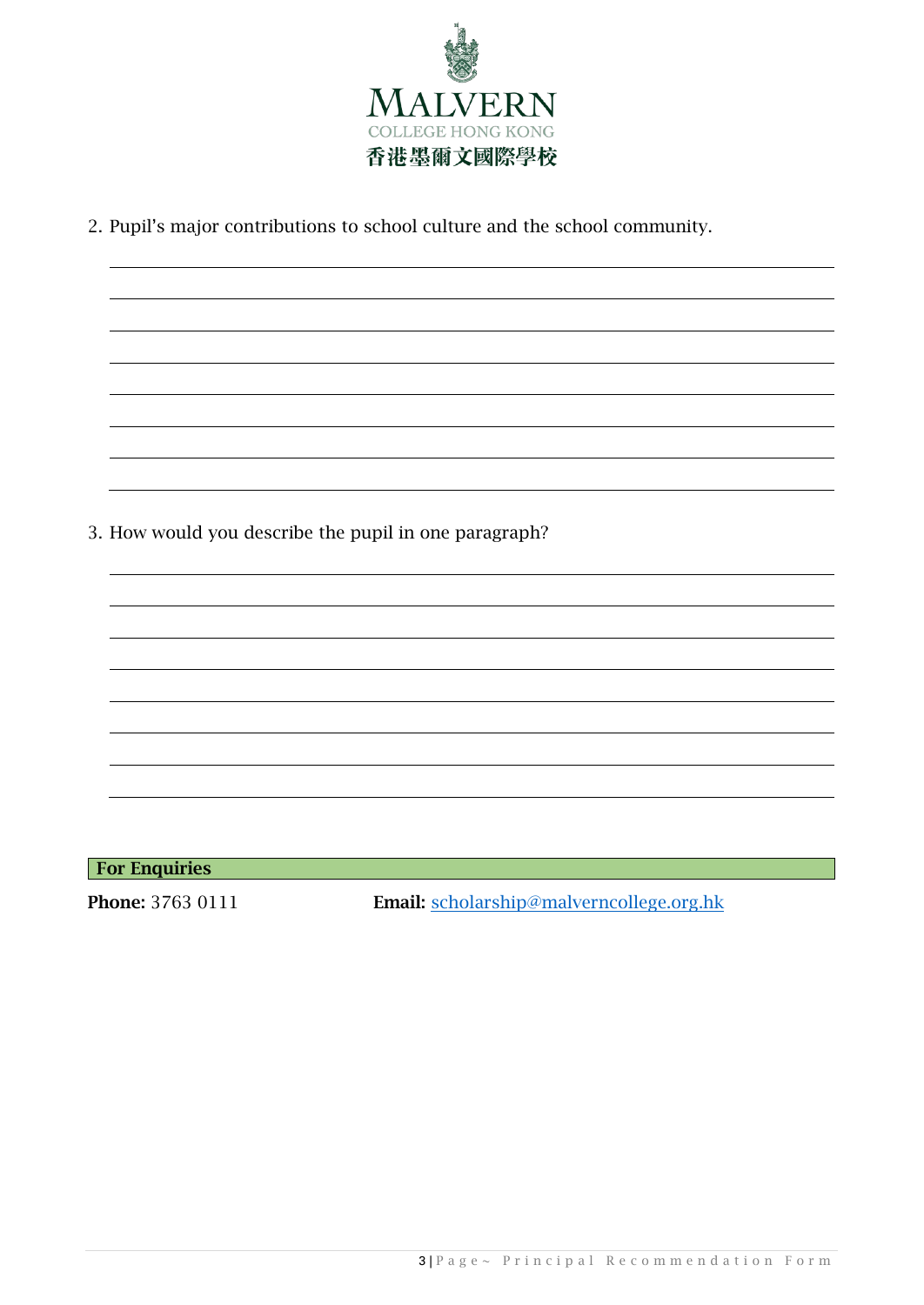MALVERN
COLLEGE HONG KONG
香港墨爾文國際學校

2. Pupil's major contributions to school culture and the school community.

3. How would you describe the pupil in one paragraph?

**For Enquiries**

**Phone:** 3763 0111 **Email:** scholarship@malverncollege.org.hk